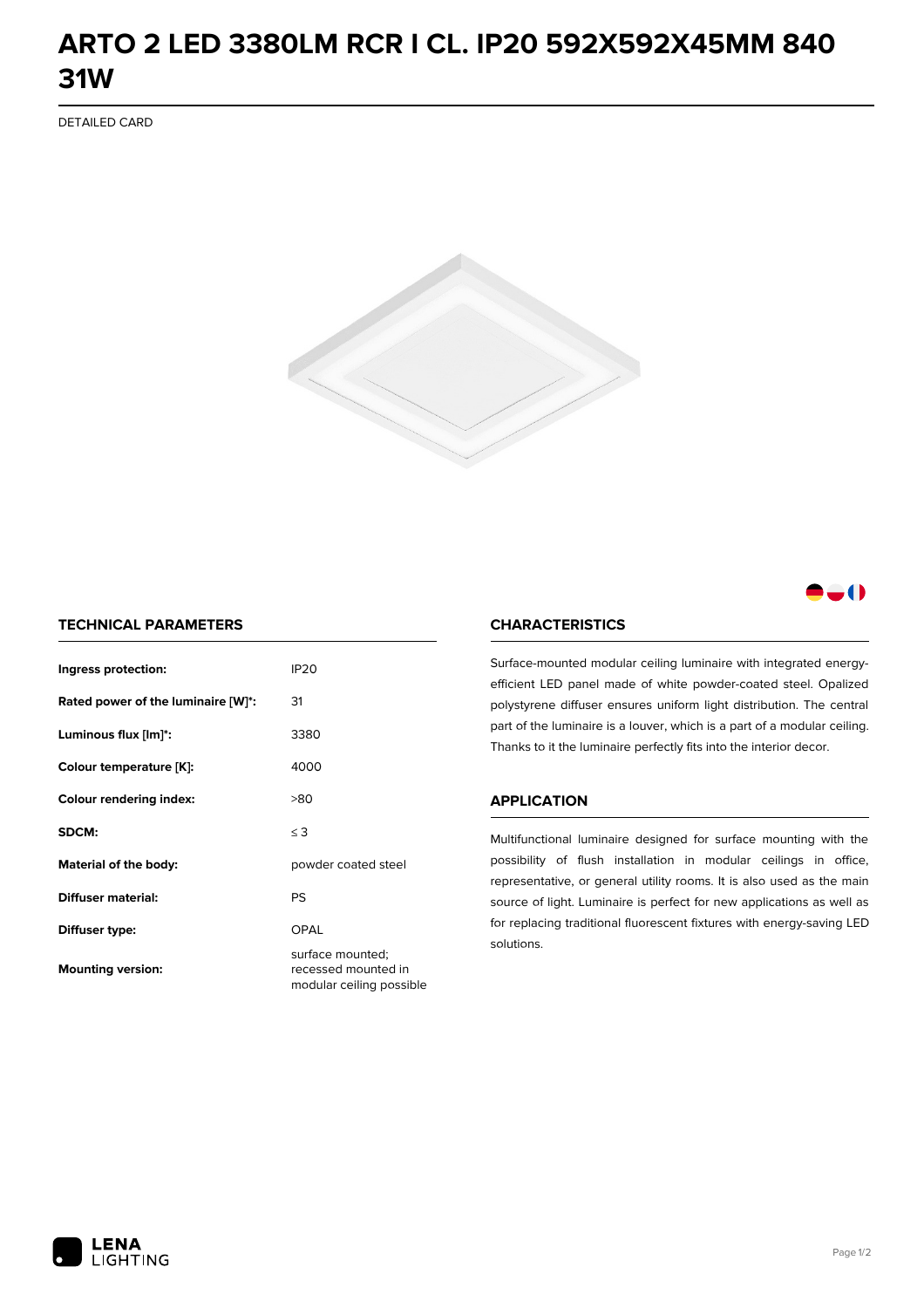# ARTO 2 LED 3380LM RCR I CL. IP20 592X592X45MM 840 31W

DETAILED CARD

## TECHNICAL PARAMETERS

| | |
|---|---|
| **Ingress protection:** | IP20 |
| **Rated power of the luminaire [W]*:** | 31 |
| **Luminous flux [lm]*:** | 3380 |
| **Colour temperature [K]:** | 4000 |
| **Colour rendering index:** | >80 |
| **SDCM:** | ≤ 3 |
| **Material of the body:** | powder coated steel |
| **Diffuser material:** | PS |
| **Diffuser type:** | OPAL |
| **Mounting version:** | surface mounted; recessed mounted in modular ceiling possible |

## CHARACTERISTICS

Surface-mounted modular ceiling luminaire with integrated energy-efficient LED panel made of white powder-coated steel. Opalized polystyrene diffuser ensures uniform light distribution. The central part of the luminaire is a louver, which is a part of a modular ceiling. Thanks to it the luminaire perfectly fits into the interior decor.

## APPLICATION

Multifunctional luminaire designed for surface mounting with the possibility of flush installation in modular ceilings in office, representative, or general utility rooms. It is also used as the main source of light. Luminaire is perfect for new applications as well as for replacing traditional fluorescent fixtures with energy-saving LED solutions.

LENA LIGHTING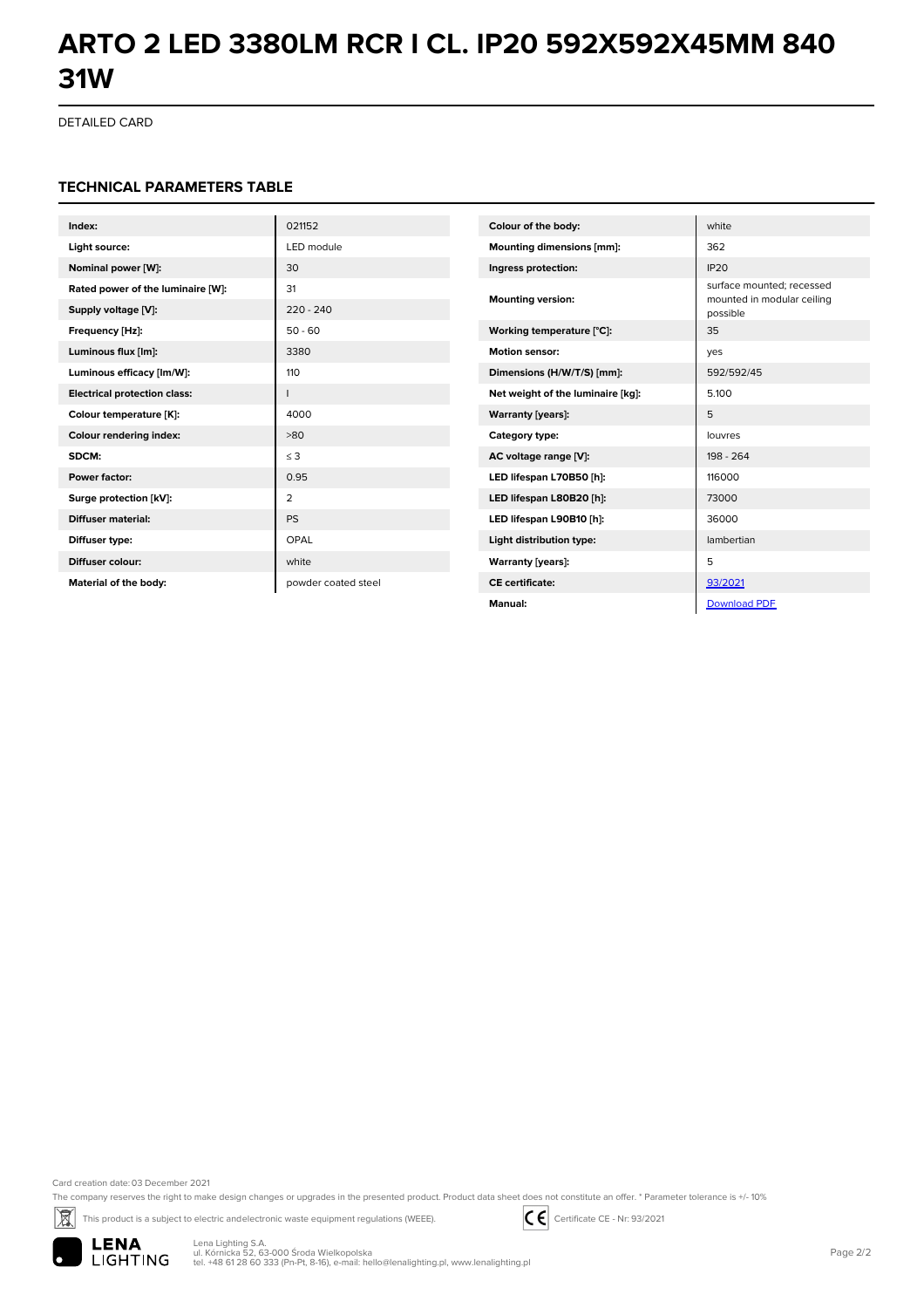# ARTO 2 LED 3380LM RCR I CL. IP20 592X592X45MM 840 31W

DETAILED CARD

### TECHNICAL PARAMETERS TABLE

| | |
|---|---|
| **Index:** | 021152 |
| **Light source:** | LED module |
| **Nominal power [W]:** | 30 |
| **Rated power of the luminaire [W]:** | 31 |
| **Supply voltage [V]:** | 220 - 240 |
| **Frequency [Hz]:** | 50 - 60 |
| **Luminous flux [lm]:** | 3380 |
| **Luminous efficacy [lm/W]:** | 110 |
| **Electrical protection class:** | I |
| **Colour temperature [K]:** | 4000 |
| **Colour rendering index:** | >80 |
| **SDCM:** | ≤ 3 |
| **Power factor:** | 0.95 |
| **Surge protection [kV]:** | 2 |
| **Diffuser material:** | PS |
| **Diffuser type:** | OPAL |
| **Diffuser colour:** | white |
| **Material of the body:** | powder coated steel |

| | |
|---|---|
| **Colour of the body:** | white |
| **Mounting dimensions [mm]:** | 362 |
| **Ingress protection:** | IP20 |
| **Mounting version:** | surface mounted; recessed mounted in modular ceiling possible |
| **Working temperature [°C]:** | 35 |
| **Motion sensor:** | yes |
| **Dimensions (H/W/T/S) [mm]:** | 592/592/45 |
| **Net weight of the luminaire [kg]:** | 5.100 |
| **Warranty [years]:** | 5 |
| **Category type:** | louvres |
| **AC voltage range [V]:** | 198 - 264 |
| **LED lifespan L70B50 [h]:** | 116000 |
| **LED lifespan L80B20 [h]:** | 73000 |
| **LED lifespan L90B10 [h]:** | 36000 |
| **Light distribution type:** | lambertian |
| **Warranty [years]:** | 5 |
| **CE certificate:** | 93/2021 |
| **Manual:** | Download PDF |

Card creation date: 03 December 2021

The company reserves the right to make design changes or upgrades in the presented product. Product data sheet does not constitute an offer. * Parameter tolerance is +/- 10%

This product is a subject to electric andelectronic waste equipment regulations (WEEE).

Certificate CE - Nr: 93/2021

LENA LIGHTING

Lena Lighting S.A.
ul. Kórnicka 52, 63-000 Środa Wielkopolska
tel. +48 61 28 60 333 (Pn-Pt, 8-16), e-mail: hello@lenalighting.pl, www.lenalighting.pl